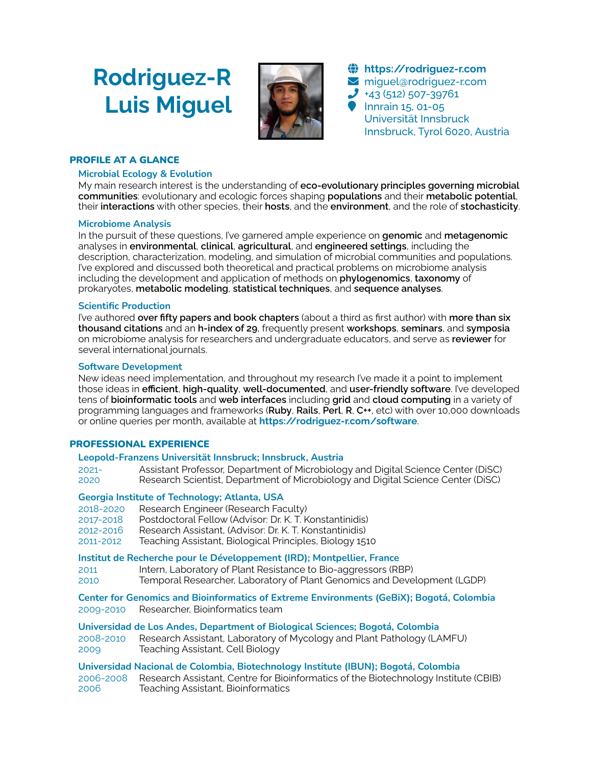# Rodriguez-R Luis Miguel

**https://rodriguez-r.com**
miguel@rodriguez-r.com
+43 (512) 507-39761
Innrain 15, 01-05
Universität Innsbruck
Innsbruck, Tyrol 6020, Austria

## PROFILE AT A GLANCE

### Microbial Ecology & Evolution

My main research interest is the understanding of **eco-evolutionary principles governing microbial communities**: evolutionary and ecologic forces shaping **populations** and their **metabolic potential**, their **interactions** with other species, their **hosts**, and the **environment**, and the role of **stochasticity**.

### Microbiome Analysis

In the pursuit of these questions, I've garnered ample experience on **genomic** and **metagenomic** analyses in **environmental**, **clinical**, **agricultural**, and **engineered settings**, including the description, characterization, modeling, and simulation of microbial communities and populations. I've explored and discussed both theoretical and practical problems on microbiome analysis including the development and application of methods on **phylogenomics**, **taxonomy** of prokaryotes, **metabolic modeling**, **statistical techniques**, and **sequence analyses**.

### Scientific Production

I've authored **over fifty papers and book chapters** (about a third as first author) with **more than six thousand citations** and an **h-index of 29**, frequently present **workshops**, **seminars**, and **symposia** on microbiome analysis for researchers and undergraduate educators, and serve as **reviewer** for several international journals.

### Software Development

New ideas need implementation, and throughout my research I've made it a point to implement those ideas in **efficient**, **high-quality**, **well-documented**, and **user-friendly software**. I've developed tens of **bioinformatic tools** and **web interfaces** including **grid** and **cloud computing** in a variety of programming languages and frameworks (**Ruby**, **Rails**, **Perl**, **R**, **C++**, etc) with over 10,000 downloads or online queries per month, available at **https://rodriguez-r.com/software**.

## PROFESSIONAL EXPERIENCE

### Leopold-Franzens Universität Innsbruck; Innsbruck, Austria

- 2021- Assistant Professor, Department of Microbiology and Digital Science Center (DiSC)
- 2020 Research Scientist, Department of Microbiology and Digital Science Center (DiSC)

### Georgia Institute of Technology; Atlanta, USA

- 2018-2020 Research Engineer (Research Faculty)
- 2017-2018 Postdoctoral Fellow (Advisor: Dr. K. T. Konstantinidis)
- 2012-2016 Research Assistant, (Advisor: Dr. K. T. Konstantinidis)
- 2011-2012 Teaching Assistant, Biological Principles, Biology 1510

### Institut de Recherche pour le Développement (IRD); Montpellier, France

- 2011 Intern, Laboratory of Plant Resistance to Bio-aggressors (RBP)
- 2010 Temporal Researcher, Laboratory of Plant Genomics and Development (LGDP)

### Center for Genomics and Bioinformatics of Extreme Environments (GeBiX); Bogotá, Colombia

- 2009-2010 Researcher, Bioinformatics team

### Universidad de Los Andes, Department of Biological Sciences; Bogotá, Colombia

- 2008-2010 Research Assistant, Laboratory of Mycology and Plant Pathology (LAMFU)
- 2009 Teaching Assistant, Cell Biology

### Universidad Nacional de Colombia, Biotechnology Institute (IBUN); Bogotá, Colombia

- 2006-2008 Research Assistant, Centre for Bioinformatics of the Biotechnology Institute (CBIB)
- 2006 Teaching Assistant, Bioinformatics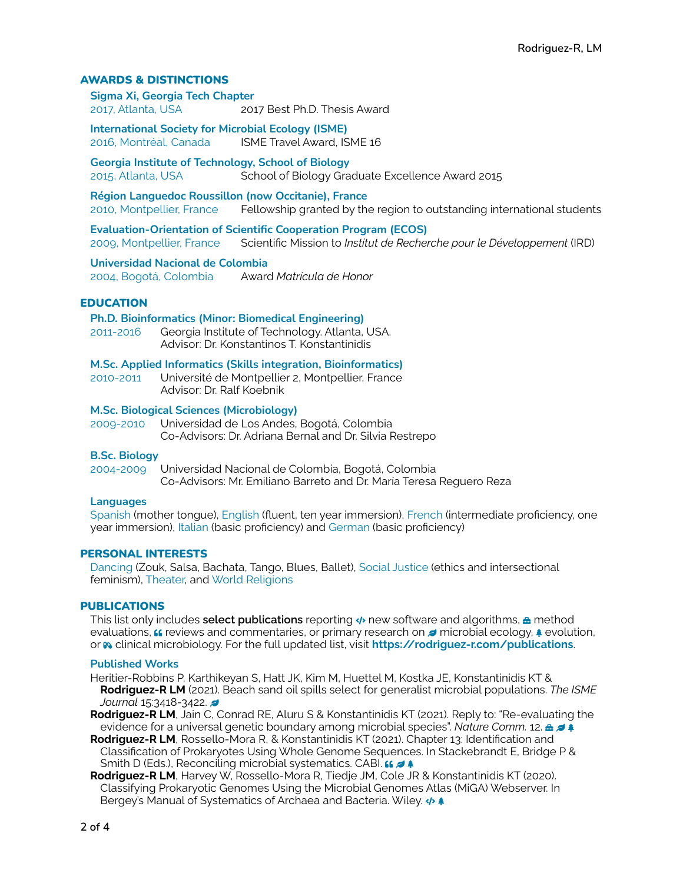## AWARDS & DISTINCTIONS

**Sigma Xi, Georgia Tech Chapter**
2017, Atlanta, USA — 2017 Best Ph.D. Thesis Award

**International Society for Microbial Ecology (ISME)**
2016, Montréal, Canada — ISME Travel Award, ISME 16

**Georgia Institute of Technology, School of Biology**
2015, Atlanta, USA — School of Biology Graduate Excellence Award 2015

**Région Languedoc Roussillon (now Occitanie), France**
2010, Montpellier, France — Fellowship granted by the region to outstanding international students

**Evaluation-Orientation of Scientific Cooperation Program (ECOS)**
2009, Montpellier, France — Scientific Mission to *Institut de Recherche pour le Développement* (IRD)

**Universidad Nacional de Colombia**
2004, Bogotá, Colombia — Award *Matrícula de Honor*

## EDUCATION

**Ph.D. Bioinformatics (Minor: Biomedical Engineering)**
2011-2016 — Georgia Institute of Technology. Atlanta, USA.
Advisor: Dr. Konstantinos T. Konstantinidis

**M.Sc. Applied Informatics (Skills integration, Bioinformatics)**
2010-2011 — Université de Montpellier 2, Montpellier, France
Advisor: Dr. Ralf Koebnik

**M.Sc. Biological Sciences (Microbiology)**
2009-2010 — Universidad de Los Andes, Bogotá, Colombia
Co-Advisors: Dr. Adriana Bernal and Dr. Silvia Restrepo

**B.Sc. Biology**
2004-2009 — Universidad Nacional de Colombia, Bogotá, Colombia
Co-Advisors: Mr. Emiliano Barreto and Dr. María Teresa Reguero Reza

**Languages**
Spanish (mother tongue), English (fluent, ten year immersion), French (intermediate proficiency, one year immersion), Italian (basic proficiency) and German (basic proficiency)

## PERSONAL INTERESTS

Dancing (Zouk, Salsa, Bachata, Tango, Blues, Ballet), Social Justice (ethics and intersectional feminism), Theater, and World Religions

## PUBLICATIONS

This list only includes **select publications** reporting </> new software and algorithms, method evaluations, reviews and commentaries, or primary research on microbial ecology, evolution, or clinical microbiology. For the full updated list, visit **https://rodriguez-r.com/publications**.

### Published Works

Heritier-Robbins P, Karthikeyan S, Hatt JK, Kim M, Huettel M, Kostka JE, Konstantinidis KT & **Rodriguez-R LM** (2021). Beach sand oil spills select for generalist microbial populations. *The ISME Journal* 15:3418-3422.

**Rodriguez-R LM**, Jain C, Conrad RE, Aluru S & Konstantinidis KT (2021). Reply to: "Re-evaluating the evidence for a universal genetic boundary among microbial species". *Nature Comm.* 12.

**Rodriguez-R LM**, Rossello-Mora R, & Konstantinidis KT (2021). Chapter 13: Identification and Classification of Prokaryotes Using Whole Genome Sequences. In Stackebrandt E, Bridge P & Smith D (Eds.), Reconciling microbial systematics. CABI.

**Rodriguez-R LM**, Harvey W, Rossello-Mora R, Tiedje JM, Cole JR & Konstantinidis KT (2020). Classifying Prokaryotic Genomes Using the Microbial Genomes Atlas (MiGA) Webserver. In Bergey's Manual of Systematics of Archaea and Bacteria. Wiley. </>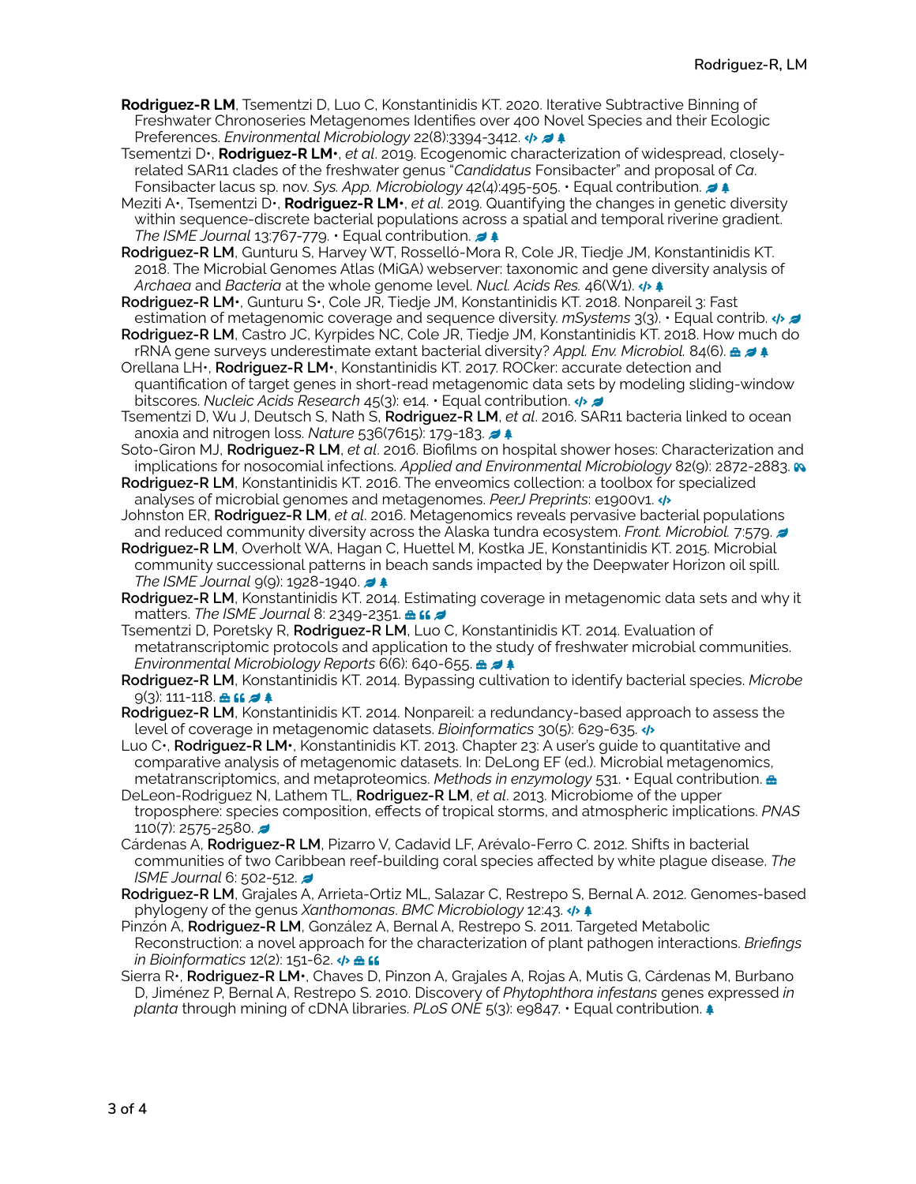**Rodriguez-R LM**, Tsementzi D, Luo C, Konstantinidis KT. 2020. Iterative Subtractive Binning of Freshwater Chronoseries Metagenomes Identifies over 400 Novel Species and their Ecologic Preferences. *Environmental Microbiology* 22(8):3394-3412.

Tsementzi D•, **Rodriguez-R LM•**, *et al*. 2019. Ecogenomic characterization of widespread, closely-related SAR11 clades of the freshwater genus "*Candidatus* Fonsibacter" and proposal of *Ca*. Fonsibacter lacus sp. nov. *Sys. App. Microbiology* 42(4):495-505. • Equal contribution.

Meziti A•, Tsementzi D•, **Rodriguez-R LM•**, *et al*. 2019. Quantifying the changes in genetic diversity within sequence-discrete bacterial populations across a spatial and temporal riverine gradient. *The ISME Journal* 13:767-779. • Equal contribution.

**Rodriguez-R LM**, Gunturu S, Harvey WT, Rosselló-Mora R, Cole JR, Tiedje JM, Konstantinidis KT. 2018. The Microbial Genomes Atlas (MiGA) webserver: taxonomic and gene diversity analysis of *Archaea* and *Bacteria* at the whole genome level. *Nucl. Acids Res.* 46(W1).

**Rodriguez-R LM•**, Gunturu S•, Cole JR, Tiedje JM, Konstantinidis KT. 2018. Nonpareil 3: Fast estimation of metagenomic coverage and sequence diversity. *mSystems* 3(3). • Equal contrib.

**Rodriguez-R LM**, Castro JC, Kyrpides NC, Cole JR, Tiedje JM, Konstantinidis KT. 2018. How much do rRNA gene surveys underestimate extant bacterial diversity? *Appl. Env. Microbiol.* 84(6).

Orellana LH•, **Rodriguez-R LM•**, Konstantinidis KT. 2017. ROCker: accurate detection and quantification of target genes in short-read metagenomic data sets by modeling sliding-window bitscores. *Nucleic Acids Research* 45(3): e14. • Equal contribution.

Tsementzi D, Wu J, Deutsch S, Nath S, **Rodriguez-R LM**, *et al*. 2016. SAR11 bacteria linked to ocean anoxia and nitrogen loss. *Nature* 536(7615): 179-183.

Soto-Giron MJ, **Rodriguez-R LM**, *et al*. 2016. Biofilms on hospital shower hoses: Characterization and implications for nosocomial infections. *Applied and Environmental Microbiology* 82(9): 2872-2883.

**Rodriguez-R LM**, Konstantinidis KT. 2016. The enveomics collection: a toolbox for specialized analyses of microbial genomes and metagenomes. *PeerJ Preprints*: e1900v1.

Johnston ER, **Rodriguez-R LM**, *et al*. 2016. Metagenomics reveals pervasive bacterial populations and reduced community diversity across the Alaska tundra ecosystem. *Front. Microbiol.* 7:579.

**Rodriguez-R LM**, Overholt WA, Hagan C, Huettel M, Kostka JE, Konstantinidis KT. 2015. Microbial community successional patterns in beach sands impacted by the Deepwater Horizon oil spill. *The ISME Journal* 9(9): 1928-1940.

**Rodriguez-R LM**, Konstantinidis KT. 2014. Estimating coverage in metagenomic data sets and why it matters. *The ISME Journal* 8: 2349-2351.

Tsementzi D, Poretsky R, **Rodriguez-R LM**, Luo C, Konstantinidis KT. 2014. Evaluation of metatranscriptomic protocols and application to the study of freshwater microbial communities. *Environmental Microbiology Reports* 6(6): 640-655.

**Rodriguez-R LM**, Konstantinidis KT. 2014. Bypassing cultivation to identify bacterial species. *Microbe* 9(3): 111-118.

**Rodriguez-R LM**, Konstantinidis KT. 2014. Nonpareil: a redundancy-based approach to assess the level of coverage in metagenomic datasets. *Bioinformatics* 30(5): 629-635.

Luo C•, **Rodriguez-R LM•**, Konstantinidis KT. 2013. Chapter 23: A user's guide to quantitative and comparative analysis of metagenomic datasets. In: DeLong EF (ed.). Microbial metagenomics, metatranscriptomics, and metaproteomics. *Methods in enzymology* 531. • Equal contribution.

DeLeon-Rodriguez N, Lathem TL, **Rodriguez-R LM**, *et al*. 2013. Microbiome of the upper troposphere: species composition, effects of tropical storms, and atmospheric implications. *PNAS* 110(7): 2575-2580.

Cárdenas A, **Rodriguez-R LM**, Pizarro V, Cadavid LF, Arévalo-Ferro C. 2012. Shifts in bacterial communities of two Caribbean reef-building coral species affected by white plague disease. *The ISME Journal* 6: 502-512.

**Rodriguez-R LM**, Grajales A, Arrieta-Ortiz ML, Salazar C, Restrepo S, Bernal A. 2012. Genomes-based phylogeny of the genus *Xanthomonas*. *BMC Microbiology* 12:43.

Pinzón A, **Rodriguez-R LM**, González A, Bernal A, Restrepo S. 2011. Targeted Metabolic Reconstruction: a novel approach for the characterization of plant pathogen interactions. *Briefings in Bioinformatics* 12(2): 151-62.

Sierra R•, **Rodriguez-R LM•**, Chaves D, Pinzon A, Grajales A, Rojas A, Mutis G, Cárdenas M, Burbano D, Jiménez P, Bernal A, Restrepo S. 2010. Discovery of *Phytophthora infestans* genes expressed *in planta* through mining of cDNA libraries. *PLoS ONE* 5(3): e9847. • Equal contribution.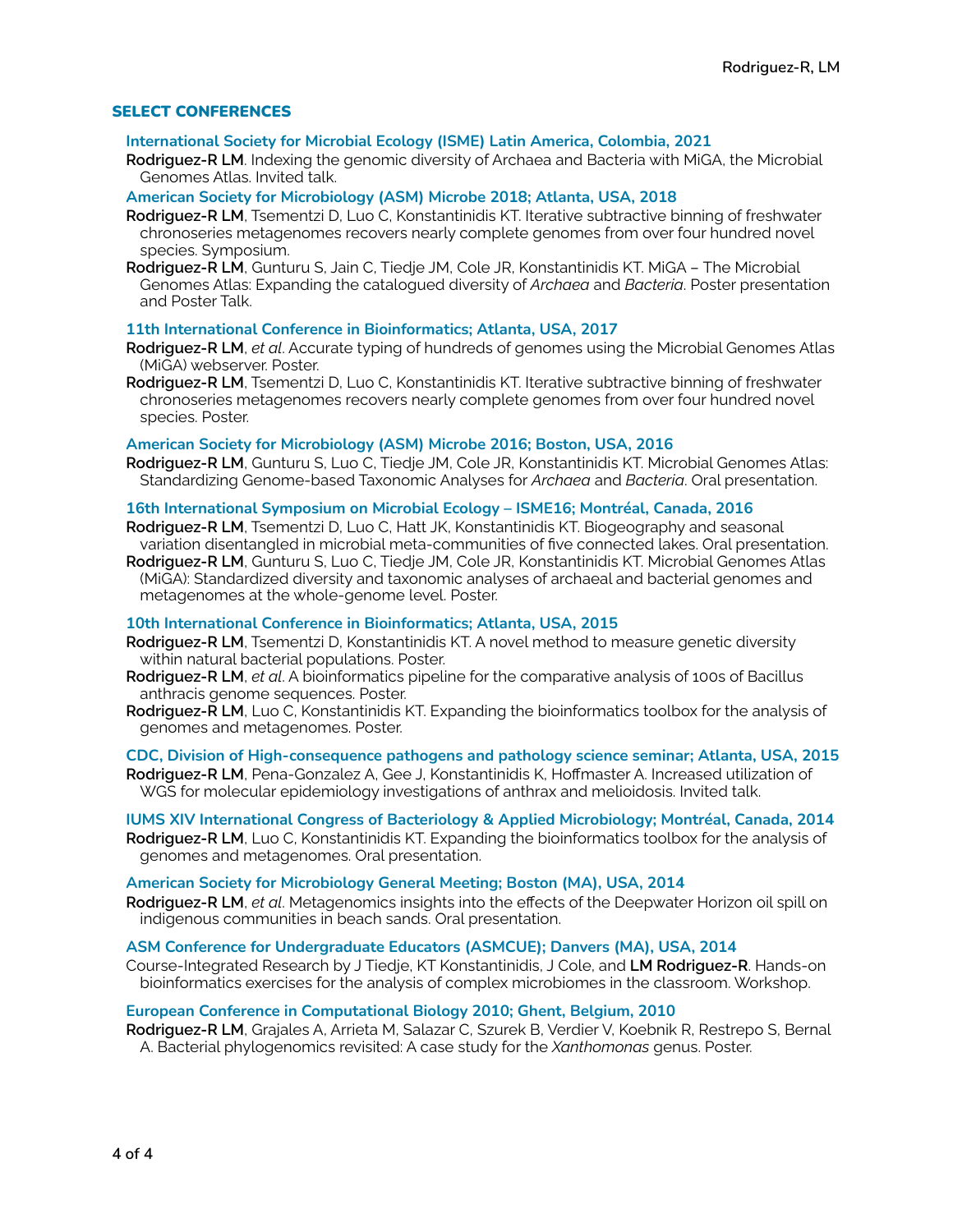## SELECT CONFERENCES

### International Society for Microbial Ecology (ISME) Latin America, Colombia, 2021

**Rodriguez-R LM**. Indexing the genomic diversity of Archaea and Bacteria with MiGA, the Microbial Genomes Atlas. Invited talk.

### American Society for Microbiology (ASM) Microbe 2018; Atlanta, USA, 2018

**Rodriguez-R LM**, Tsementzi D, Luo C, Konstantinidis KT. Iterative subtractive binning of freshwater chronoseries metagenomes recovers nearly complete genomes from over four hundred novel species. Symposium.

**Rodriguez-R LM**, Gunturu S, Jain C, Tiedje JM, Cole JR, Konstantinidis KT. MiGA – The Microbial Genomes Atlas: Expanding the catalogued diversity of *Archaea* and *Bacteria*. Poster presentation and Poster Talk.

### 11th International Conference in Bioinformatics; Atlanta, USA, 2017

**Rodriguez-R LM**, *et al*. Accurate typing of hundreds of genomes using the Microbial Genomes Atlas (MiGA) webserver. Poster.

**Rodriguez-R LM**, Tsementzi D, Luo C, Konstantinidis KT. Iterative subtractive binning of freshwater chronoseries metagenomes recovers nearly complete genomes from over four hundred novel species. Poster.

### American Society for Microbiology (ASM) Microbe 2016; Boston, USA, 2016

**Rodriguez-R LM**, Gunturu S, Luo C, Tiedje JM, Cole JR, Konstantinidis KT. Microbial Genomes Atlas: Standardizing Genome-based Taxonomic Analyses for *Archaea* and *Bacteria*. Oral presentation.

### 16th International Symposium on Microbial Ecology – ISME16; Montréal, Canada, 2016

**Rodriguez-R LM**, Tsementzi D, Luo C, Hatt JK, Konstantinidis KT. Biogeography and seasonal variation disentangled in microbial meta-communities of five connected lakes. Oral presentation.

**Rodriguez-R LM**, Gunturu S, Luo C, Tiedje JM, Cole JR, Konstantinidis KT. Microbial Genomes Atlas (MiGA): Standardized diversity and taxonomic analyses of archaeal and bacterial genomes and metagenomes at the whole-genome level. Poster.

### 10th International Conference in Bioinformatics; Atlanta, USA, 2015

**Rodriguez-R LM**, Tsementzi D, Konstantinidis KT. A novel method to measure genetic diversity within natural bacterial populations. Poster.

**Rodriguez-R LM**, *et al*. A bioinformatics pipeline for the comparative analysis of 100s of Bacillus anthracis genome sequences. Poster.

**Rodriguez-R LM**, Luo C, Konstantinidis KT. Expanding the bioinformatics toolbox for the analysis of genomes and metagenomes. Poster.

### CDC, Division of High-consequence pathogens and pathology science seminar; Atlanta, USA, 2015

**Rodriguez-R LM**, Pena-Gonzalez A, Gee J, Konstantinidis K, Hoffmaster A. Increased utilization of WGS for molecular epidemiology investigations of anthrax and melioidosis. Invited talk.

### IUMS XIV International Congress of Bacteriology & Applied Microbiology; Montréal, Canada, 2014

**Rodriguez-R LM**, Luo C, Konstantinidis KT. Expanding the bioinformatics toolbox for the analysis of genomes and metagenomes. Oral presentation.

### American Society for Microbiology General Meeting; Boston (MA), USA, 2014

**Rodriguez-R LM**, *et al*. Metagenomics insights into the effects of the Deepwater Horizon oil spill on indigenous communities in beach sands. Oral presentation.

### ASM Conference for Undergraduate Educators (ASMCUE); Danvers (MA), USA, 2014

Course-Integrated Research by J Tiedje, KT Konstantinidis, J Cole, and **LM Rodriguez-R**. Hands-on bioinformatics exercises for the analysis of complex microbiomes in the classroom. Workshop.

### European Conference in Computational Biology 2010; Ghent, Belgium, 2010

**Rodriguez-R LM**, Grajales A, Arrieta M, Salazar C, Szurek B, Verdier V, Koebnik R, Restrepo S, Bernal A. Bacterial phylogenomics revisited: A case study for the *Xanthomonas* genus. Poster.